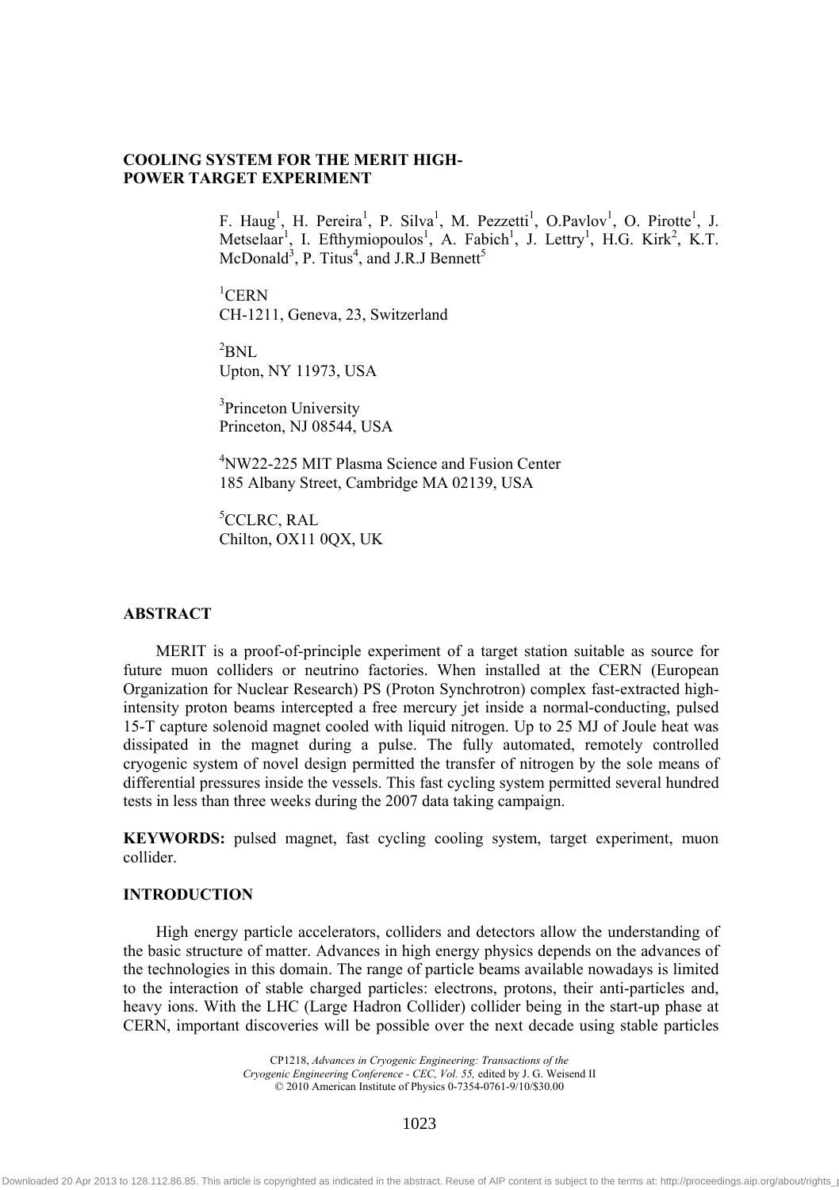# COOLING SYSTEM FOR THE MERIT HIGH-POWER TARGET EXPERIMENT

F. Haug[1], H. Pereira[1], P. Silva[1], M. Pezzetti[1], O.Pavlov[1], O. Pirotte[1], J. Metselaar[1], I. Efthymiopoulos[1], A. Fabich[1], J. Lettry[1], H.G. Kirk[2], K.T. McDonald[3], P. Titus[4], and J.R.J Bennett[5]

[1]CERN
CH-1211, Geneva, 23, Switzerland

[2]BNL
Upton, NY 11973, USA

[3]Princeton University
Princeton, NJ 08544, USA

[4]NW22-225 MIT Plasma Science and Fusion Center
185 Albany Street, Cambridge MA 02139, USA

[5]CCLRC, RAL
Chilton, OX11 0QX, UK

## ABSTRACT

MERIT is a proof-of-principle experiment of a target station suitable as source for future muon colliders or neutrino factories. When installed at the CERN (European Organization for Nuclear Research) PS (Proton Synchrotron) complex fast-extracted high-intensity proton beams intercepted a free mercury jet inside a normal-conducting, pulsed 15-T capture solenoid magnet cooled with liquid nitrogen. Up to 25 MJ of Joule heat was dissipated in the magnet during a pulse. The fully automated, remotely controlled cryogenic system of novel design permitted the transfer of nitrogen by the sole means of differential pressures inside the vessels. This fast cycling system permitted several hundred tests in less than three weeks during the 2007 data taking campaign.

**KEYWORDS:** pulsed magnet, fast cycling cooling system, target experiment, muon collider.

## INTRODUCTION

High energy particle accelerators, colliders and detectors allow the understanding of the basic structure of matter. Advances in high energy physics depends on the advances of the technologies in this domain. The range of particle beams available nowadays is limited to the interaction of stable charged particles: electrons, protons, their anti-particles and, heavy ions. With the LHC (Large Hadron Collider) collider being in the start-up phase at CERN, important discoveries will be possible over the next decade using stable particles

CP1218, *Advances in Cryogenic Engineering: Transactions of the Cryogenic Engineering Conference - CEC, Vol. 55,* edited by J. G. Weisend II
© 2010 American Institute of Physics 0-7354-0761-9/10/$30.00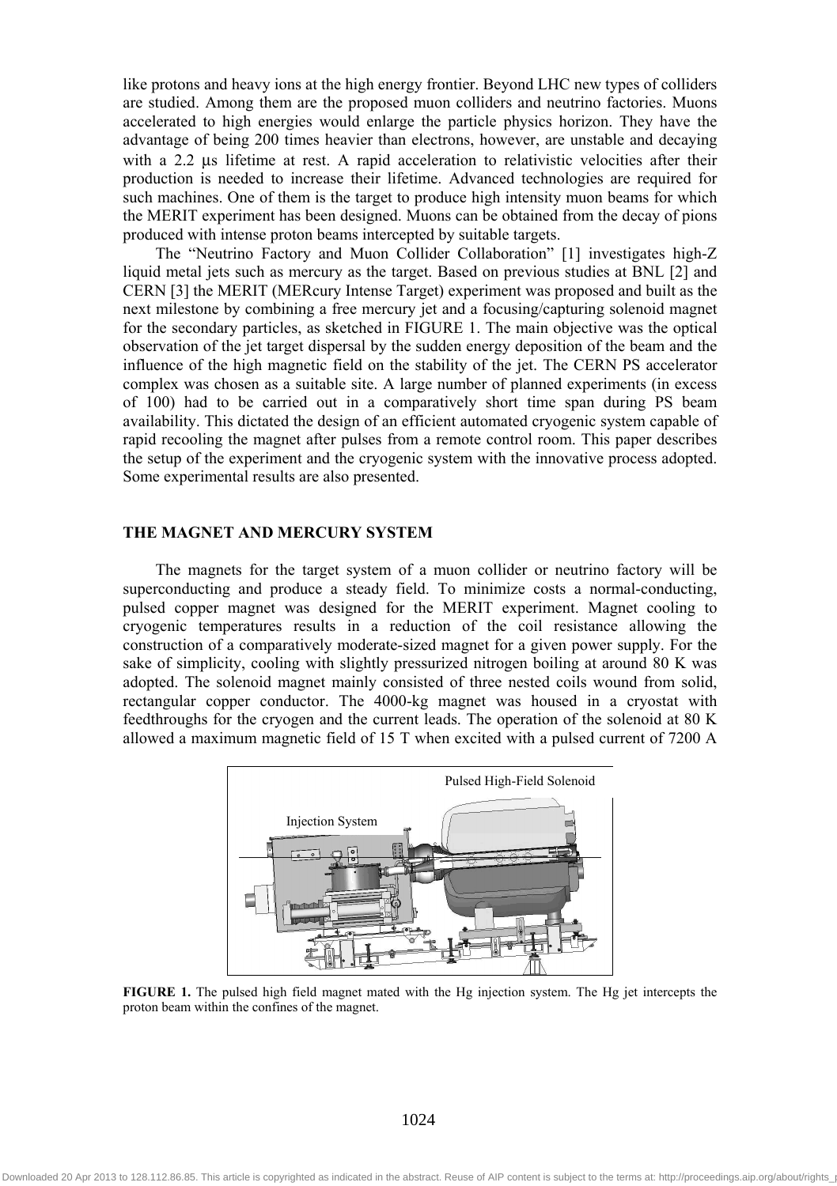like protons and heavy ions at the high energy frontier. Beyond LHC new types of colliders are studied. Among them are the proposed muon colliders and neutrino factories. Muons accelerated to high energies would enlarge the particle physics horizon. They have the advantage of being 200 times heavier than electrons, however, are unstable and decaying with a 2.2 μs lifetime at rest. A rapid acceleration to relativistic velocities after their production is needed to increase their lifetime. Advanced technologies are required for such machines. One of them is the target to produce high intensity muon beams for which the MERIT experiment has been designed. Muons can be obtained from the decay of pions produced with intense proton beams intercepted by suitable targets.

The "Neutrino Factory and Muon Collider Collaboration" [1] investigates high-Z liquid metal jets such as mercury as the target. Based on previous studies at BNL [2] and CERN [3] the MERIT (MERcury Intense Target) experiment was proposed and built as the next milestone by combining a free mercury jet and a focusing/capturing solenoid magnet for the secondary particles, as sketched in FIGURE 1. The main objective was the optical observation of the jet target dispersal by the sudden energy deposition of the beam and the influence of the high magnetic field on the stability of the jet. The CERN PS accelerator complex was chosen as a suitable site. A large number of planned experiments (in excess of 100) had to be carried out in a comparatively short time span during PS beam availability. This dictated the design of an efficient automated cryogenic system capable of rapid recooling the magnet after pulses from a remote control room. This paper describes the setup of the experiment and the cryogenic system with the innovative process adopted. Some experimental results are also presented.

## THE MAGNET AND MERCURY SYSTEM

The magnets for the target system of a muon collider or neutrino factory will be superconducting and produce a steady field. To minimize costs a normal-conducting, pulsed copper magnet was designed for the MERIT experiment. Magnet cooling to cryogenic temperatures results in a reduction of the coil resistance allowing the construction of a comparatively moderate-sized magnet for a given power supply. For the sake of simplicity, cooling with slightly pressurized nitrogen boiling at around 80 K was adopted. The solenoid magnet mainly consisted of three nested coils wound from solid, rectangular copper conductor. The 4000-kg magnet was housed in a cryostat with feedthroughs for the cryogen and the current leads. The operation of the solenoid at 80 K allowed a maximum magnetic field of 15 T when excited with a pulsed current of 7200 A

Pulsed High-Field Solenoid

Injection System

**FIGURE 1.** The pulsed high field magnet mated with the Hg injection system. The Hg jet intercepts the proton beam within the confines of the magnet.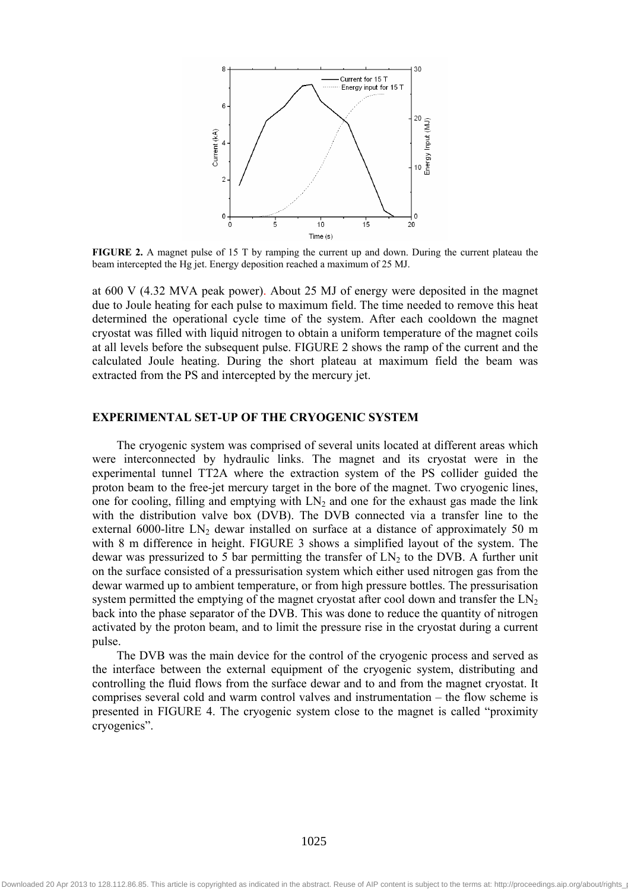**FIGURE 2.** A magnet pulse of 15 T by ramping the current up and down. During the current plateau the beam intercepted the Hg jet. Energy deposition reached a maximum of 25 MJ.

at 600 V (4.32 MVA peak power). About 25 MJ of energy were deposited in the magnet due to Joule heating for each pulse to maximum field. The time needed to remove this heat determined the operational cycle time of the system. After each cooldown the magnet cryostat was filled with liquid nitrogen to obtain a uniform temperature of the magnet coils at all levels before the subsequent pulse. FIGURE 2 shows the ramp of the current and the calculated Joule heating. During the short plateau at maximum field the beam was extracted from the PS and intercepted by the mercury jet.

## EXPERIMENTAL SET-UP OF THE CRYOGENIC SYSTEM

The cryogenic system was comprised of several units located at different areas which were interconnected by hydraulic links. The magnet and its cryostat were in the experimental tunnel TT2A where the extraction system of the PS collider guided the proton beam to the free-jet mercury target in the bore of the magnet. Two cryogenic lines, one for cooling, filling and emptying with $LN_2$ and one for the exhaust gas made the link with the distribution valve box (DVB). The DVB connected via a transfer line to the external 6000-litre $LN_2$ dewar installed on surface at a distance of approximately 50 m with 8 m difference in height. FIGURE 3 shows a simplified layout of the system. The dewar was pressurized to 5 bar permitting the transfer of $LN_2$ to the DVB. A further unit on the surface consisted of a pressurisation system which either used nitrogen gas from the dewar warmed up to ambient temperature, or from high pressure bottles. The pressurisation system permitted the emptying of the magnet cryostat after cool down and transfer the $LN_2$ back into the phase separator of the DVB. This was done to reduce the quantity of nitrogen activated by the proton beam, and to limit the pressure rise in the cryostat during a current pulse.

The DVB was the main device for the control of the cryogenic process and served as the interface between the external equipment of the cryogenic system, distributing and controlling the fluid flows from the surface dewar and to and from the magnet cryostat. It comprises several cold and warm control valves and instrumentation – the flow scheme is presented in FIGURE 4. The cryogenic system close to the magnet is called "proximity cryogenics".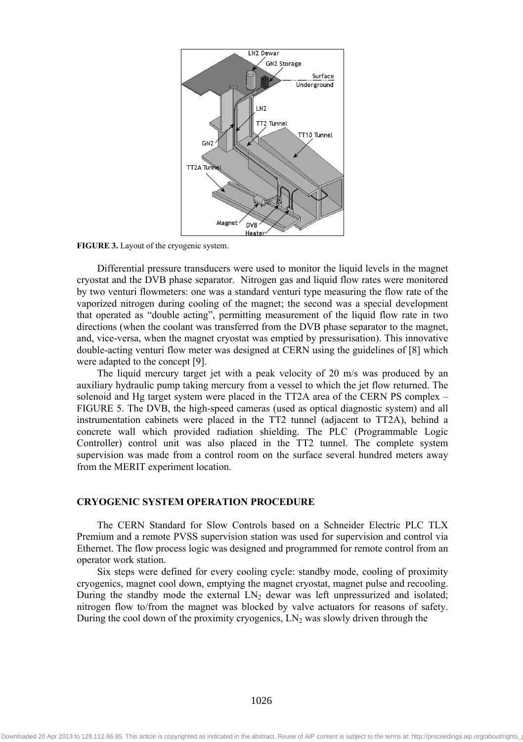**FIGURE 3.** Layout of the cryogenic system.

Differential pressure transducers were used to monitor the liquid levels in the magnet cryostat and the DVB phase separator. Nitrogen gas and liquid flow rates were monitored by two venturi flowmeters: one was a standard venturi type measuring the flow rate of the vaporized nitrogen during cooling of the magnet; the second was a special development that operated as "double acting", permitting measurement of the liquid flow rate in two directions (when the coolant was transferred from the DVB phase separator to the magnet, and, vice-versa, when the magnet cryostat was emptied by pressurisation). This innovative double-acting venturi flow meter was designed at CERN using the guidelines of [8] which were adapted to the concept [9].

The liquid mercury target jet with a peak velocity of 20 m/s was produced by an auxiliary hydraulic pump taking mercury from a vessel to which the jet flow returned. The solenoid and Hg target system were placed in the TT2A area of the CERN PS complex – FIGURE 5. The DVB, the high-speed cameras (used as optical diagnostic system) and all instrumentation cabinets were placed in the TT2 tunnel (adjacent to TT2A), behind a concrete wall which provided radiation shielding. The PLC (Programmable Logic Controller) control unit was also placed in the TT2 tunnel. The complete system supervision was made from a control room on the surface several hundred meters away from the MERIT experiment location.

## CRYOGENIC SYSTEM OPERATION PROCEDURE

The CERN Standard for Slow Controls based on a Schneider Electric PLC TLX Premium and a remote PVSS supervision station was used for supervision and control via Ethernet. The flow process logic was designed and programmed for remote control from an operator work station.

Six steps were defined for every cooling cycle: standby mode, cooling of proximity cryogenics, magnet cool down, emptying the magnet cryostat, magnet pulse and recooling. During the standby mode the external $LN_2$ dewar was left unpressurized and isolated; nitrogen flow to/from the magnet was blocked by valve actuators for reasons of safety. During the cool down of the proximity cryogenics, $LN_2$ was slowly driven through the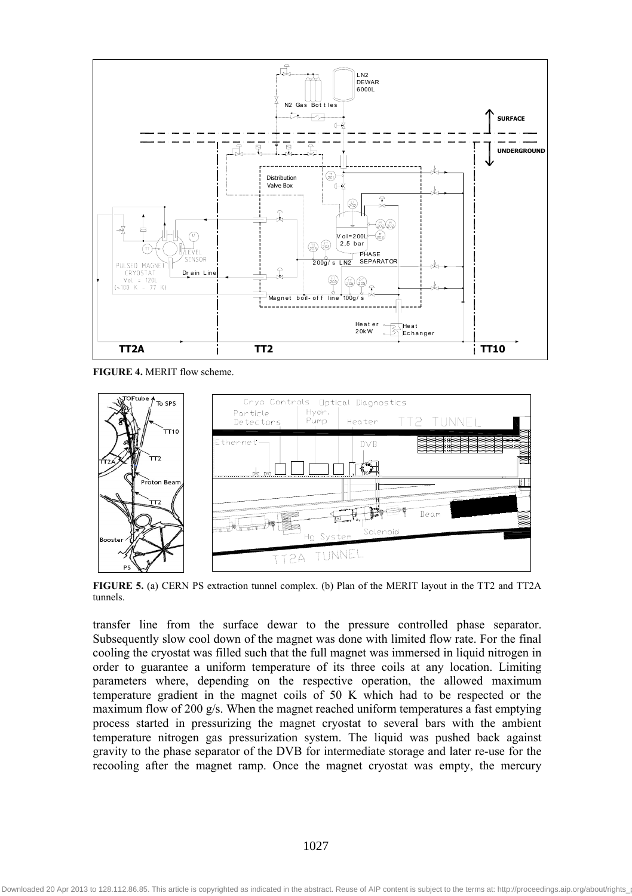**FIGURE 4.** MERIT flow scheme.

**FIGURE 5.** (a) CERN PS extraction tunnel complex. (b) Plan of the MERIT layout in the TT2 and TT2A tunnels.

transfer line from the surface dewar to the pressure controlled phase separator. Subsequently slow cool down of the magnet was done with limited flow rate. For the final cooling the cryostat was filled such that the full magnet was immersed in liquid nitrogen in order to guarantee a uniform temperature of its three coils at any location. Limiting parameters where, depending on the respective operation, the allowed maximum temperature gradient in the magnet coils of 50 K which had to be respected or the maximum flow of 200 g/s. When the magnet reached uniform temperatures a fast emptying process started in pressurizing the magnet cryostat to several bars with the ambient temperature nitrogen gas pressurization system. The liquid was pushed back against gravity to the phase separator of the DVB for intermediate storage and later re-use for the recooling after the magnet ramp. Once the magnet cryostat was empty, the mercury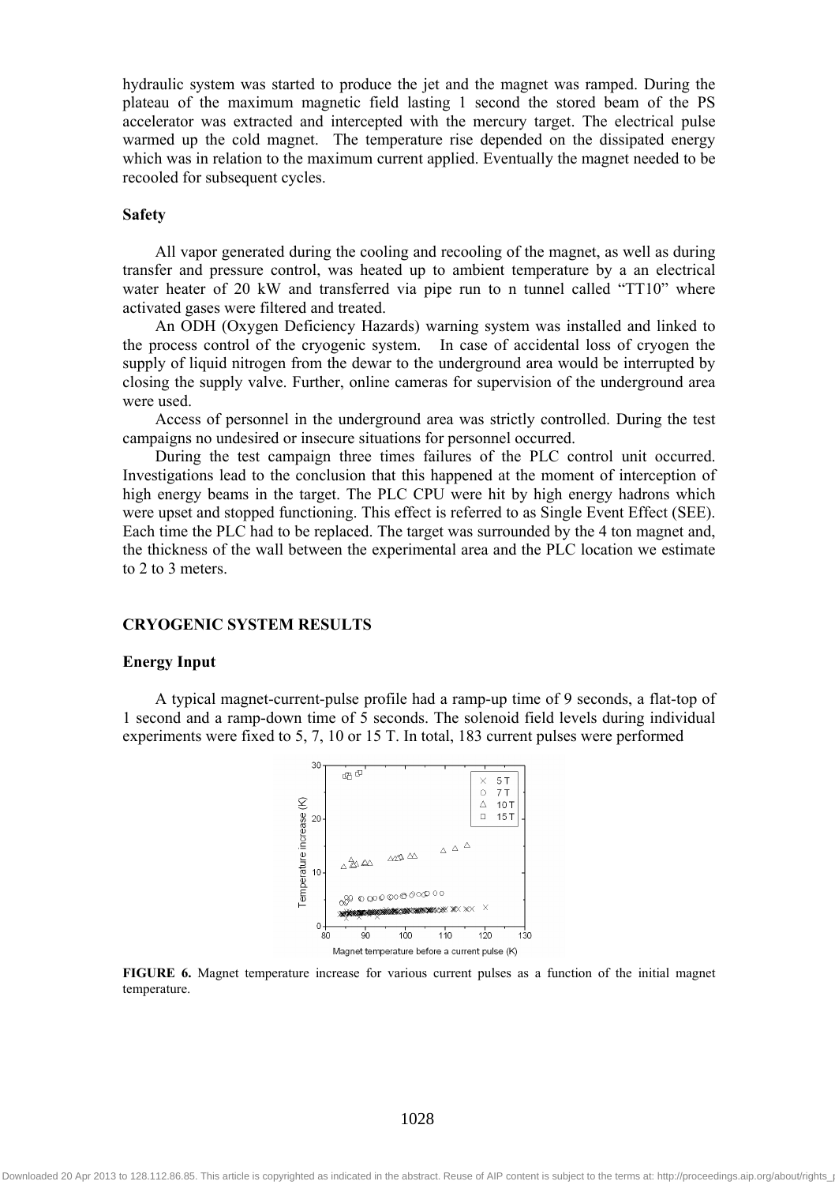hydraulic system was started to produce the jet and the magnet was ramped. During the plateau of the maximum magnetic field lasting 1 second the stored beam of the PS accelerator was extracted and intercepted with the mercury target. The electrical pulse warmed up the cold magnet. The temperature rise depended on the dissipated energy which was in relation to the maximum current applied. Eventually the magnet needed to be recooled for subsequent cycles.

### Safety

All vapor generated during the cooling and recooling of the magnet, as well as during transfer and pressure control, was heated up to ambient temperature by a an electrical water heater of 20 kW and transferred via pipe run to n tunnel called "TT10" where activated gases were filtered and treated.

An ODH (Oxygen Deficiency Hazards) warning system was installed and linked to the process control of the cryogenic system. In case of accidental loss of cryogen the supply of liquid nitrogen from the dewar to the underground area would be interrupted by closing the supply valve. Further, online cameras for supervision of the underground area were used.

Access of personnel in the underground area was strictly controlled. During the test campaigns no undesired or insecure situations for personnel occurred.

During the test campaign three times failures of the PLC control unit occurred. Investigations lead to the conclusion that this happened at the moment of interception of high energy beams in the target. The PLC CPU were hit by high energy hadrons which were upset and stopped functioning. This effect is referred to as Single Event Effect (SEE). Each time the PLC had to be replaced. The target was surrounded by the 4 ton magnet and, the thickness of the wall between the experimental area and the PLC location we estimate to 2 to 3 meters.

## CRYOGENIC SYSTEM RESULTS

### Energy Input

A typical magnet-current-pulse profile had a ramp-up time of 9 seconds, a flat-top of 1 second and a ramp-down time of 5 seconds. The solenoid field levels during individual experiments were fixed to 5, 7, 10 or 15 T. In total, 183 current pulses were performed

**FIGURE 6.** Magnet temperature increase for various current pulses as a function of the initial magnet temperature.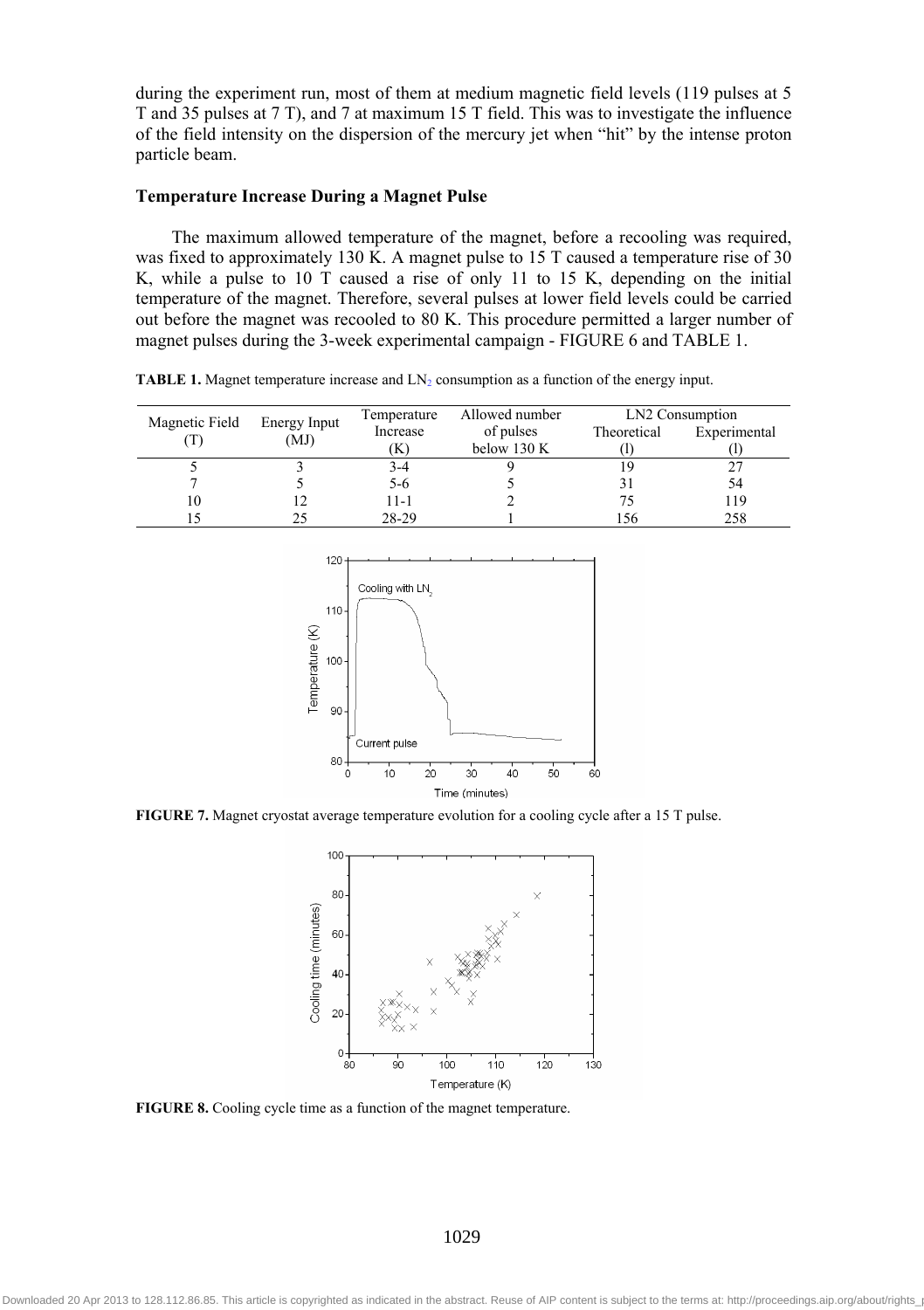during the experiment run, most of them at medium magnetic field levels (119 pulses at 5 T and 35 pulses at 7 T), and 7 at maximum 15 T field. This was to investigate the influence of the field intensity on the dispersion of the mercury jet when "hit" by the intense proton particle beam.

### Temperature Increase During a Magnet Pulse

The maximum allowed temperature of the magnet, before a recooling was required, was fixed to approximately 130 K. A magnet pulse to 15 T caused a temperature rise of 30 K, while a pulse to 10 T caused a rise of only 11 to 15 K, depending on the initial temperature of the magnet. Therefore, several pulses at lower field levels could be carried out before the magnet was recooled to 80 K. This procedure permitted a larger number of magnet pulses during the 3-week experimental campaign - FIGURE 6 and TABLE 1.

**TABLE 1.** Magnet temperature increase and $LN_2$ consumption as a function of the energy input.

| Magnetic Field (T) | Energy Input (MJ) | Temperature Increase (K) | Allowed number of pulses below 130 K | LN2 Consumption Theoretical (l) | LN2 Consumption Experimental (l) |
|---|---|---|---|---|---|
| 5 | 3 | 3-4 | 9 | 19 | 27 |
| 7 | 5 | 5-6 | 5 | 31 | 54 |
| 10 | 12 | 11-1 | 2 | 75 | 119 |
| 15 | 25 | 28-29 | 1 | 156 | 258 |

**FIGURE 7.** Magnet cryostat average temperature evolution for a cooling cycle after a 15 T pulse.

**FIGURE 8.** Cooling cycle time as a function of the magnet temperature.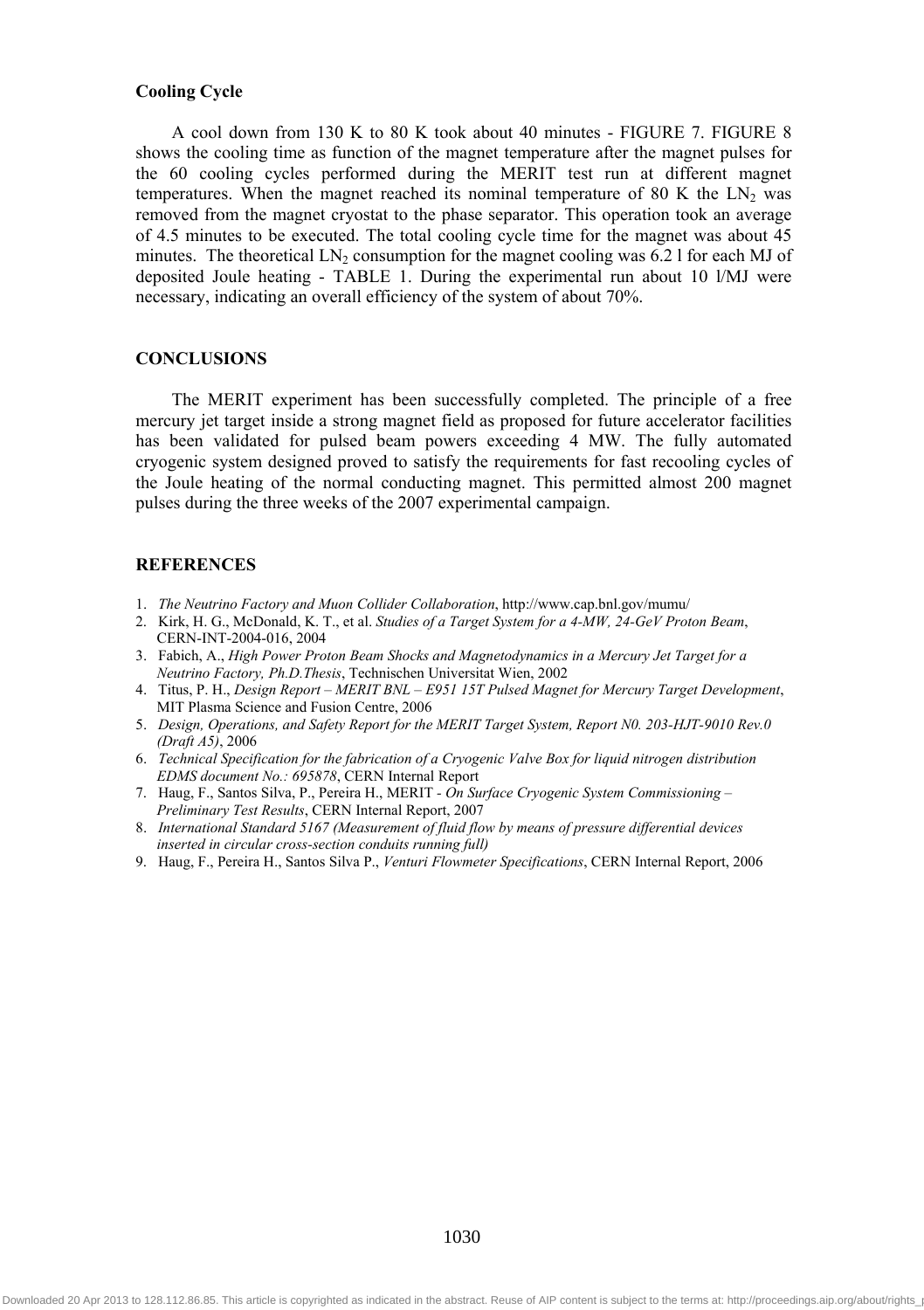**Cooling Cycle**

A cool down from 130 K to 80 K took about 40 minutes - FIGURE 7. FIGURE 8 shows the cooling time as function of the magnet temperature after the magnet pulses for the 60 cooling cycles performed during the MERIT test run at different magnet temperatures. When the magnet reached its nominal temperature of 80 K the $LN_2$ was removed from the magnet cryostat to the phase separator. This operation took an average of 4.5 minutes to be executed. The total cooling cycle time for the magnet was about 45 minutes. The theoretical $LN_2$ consumption for the magnet cooling was 6.2 l for each MJ of deposited Joule heating - TABLE 1. During the experimental run about 10 l/MJ were necessary, indicating an overall efficiency of the system of about 70%.

## CONCLUSIONS

The MERIT experiment has been successfully completed. The principle of a free mercury jet target inside a strong magnet field as proposed for future accelerator facilities has been validated for pulsed beam powers exceeding 4 MW. The fully automated cryogenic system designed proved to satisfy the requirements for fast recooling cycles of the Joule heating of the normal conducting magnet. This permitted almost 200 magnet pulses during the three weeks of the 2007 experimental campaign.

## REFERENCES

1. *The Neutrino Factory and Muon Collider Collaboration*, http://www.cap.bnl.gov/mumu/
2. Kirk, H. G., McDonald, K. T., et al. *Studies of a Target System for a 4-MW, 24-GeV Proton Beam*, CERN-INT-2004-016, 2004
3. Fabich, A., *High Power Proton Beam Shocks and Magnetodynamics in a Mercury Jet Target for a Neutrino Factory, Ph.D.Thesis*, Technischen Universitat Wien, 2002
4. Titus, P. H., *Design Report – MERIT BNL – E951 15T Pulsed Magnet for Mercury Target Development*, MIT Plasma Science and Fusion Centre, 2006
5. *Design, Operations, and Safety Report for the MERIT Target System, Report N0. 203-HJT-9010 Rev.0 (Draft A5)*, 2006
6. *Technical Specification for the fabrication of a Cryogenic Valve Box for liquid nitrogen distribution EDMS document No.: 695878*, CERN Internal Report
7. Haug, F., Santos Silva, P., Pereira H., MERIT - *On Surface Cryogenic System Commissioning – Preliminary Test Results*, CERN Internal Report, 2007
8. *International Standard 5167 (Measurement of fluid flow by means of pressure differential devices inserted in circular cross-section conduits running full)*
9. Haug, F., Pereira H., Santos Silva P., *Venturi Flowmeter Specifications*, CERN Internal Report, 2006